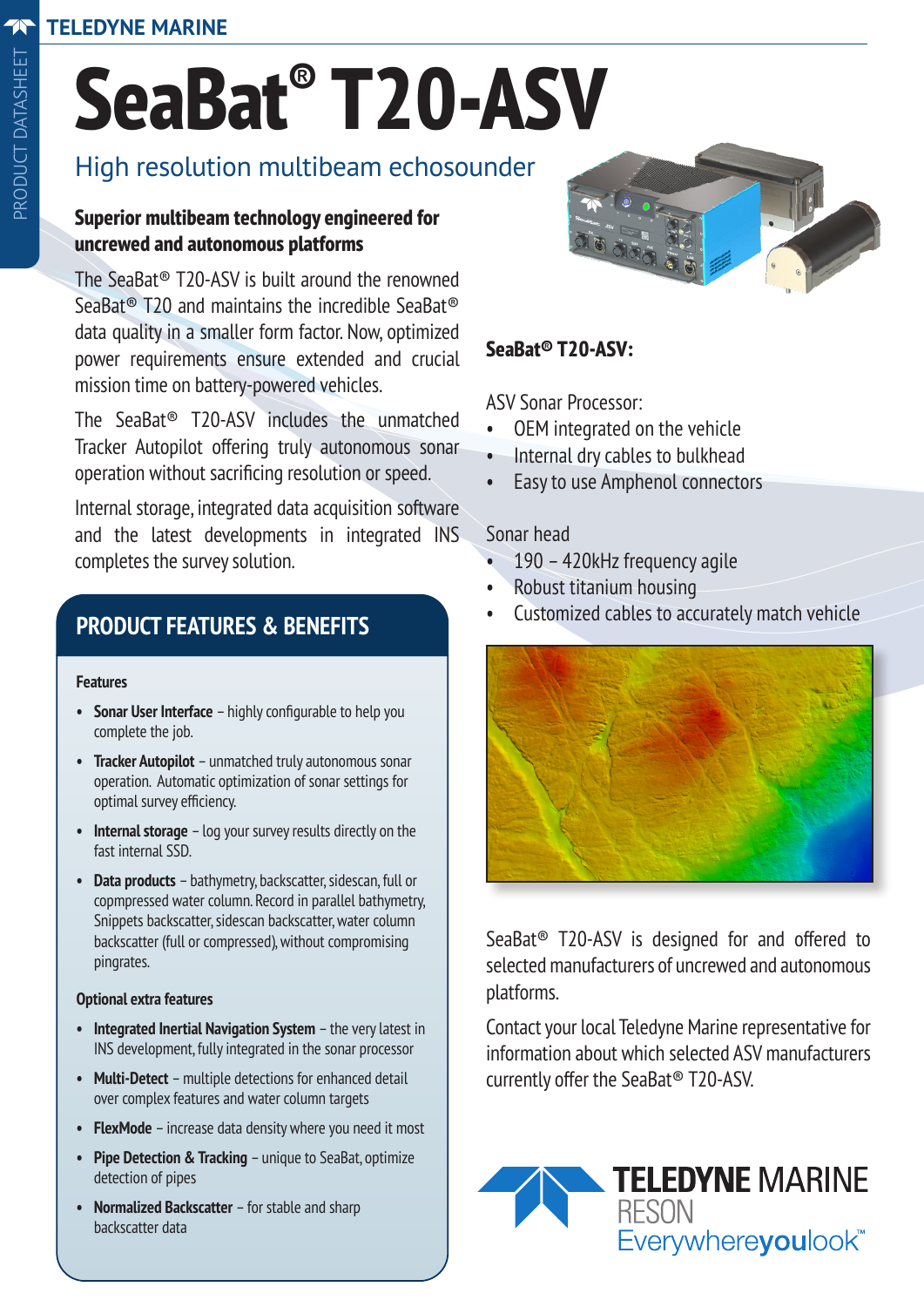# SeaBat® T20-ASV

## High resolution multibeam echosounder

**Superior multibeam technology engineered for uncrewed and autonomous platforms**

The SeaBat® T20-ASV is built around the renowned SeaBat® T20 and maintains the incredible SeaBat® data quality in a smaller form factor. Now, optimized power requirements ensure extended and crucial mission time on battery-powered vehicles.

The SeaBat® T20-ASV includes the unmatched Tracker Autopilot offering truly autonomous sonar operation without sacrificing resolution or speed.

Internal storage, integrated data acquisition software and the latest developments in integrated INS completes the survey solution.

## PRODUCT FEATURES & BENEFITS

### Features

- **Sonar User Interface** – highly configurable to help you complete the job.
- **Tracker Autopilot** – unmatched truly autonomous sonar operation. Automatic optimization of sonar settings for optimal survey efficiency.
- **Internal storage** – log your survey results directly on the fast internal SSD.
- **Data products** – bathymetry, backscatter, sidescan, full or copmpressed water column. Record in parallel bathymetry, Snippets backscatter, sidescan backscatter, water column backscatter (full or compressed), without compromising pingrates.

### Optional extra features

- **Integrated Inertial Navigation System** – the very latest in INS development, fully integrated in the sonar processor
- **Multi-Detect** – multiple detections for enhanced detail over complex features and water column targets
- **FlexMode** – increase data density where you need it most
- **Pipe Detection & Tracking** – unique to SeaBat, optimize detection of pipes
- **Normalized Backscatter** – for stable and sharp backscatter data

**SeaBat® T20-ASV:**

ASV Sonar Processor:
- OEM integrated on the vehicle
- Internal dry cables to bulkhead
- Easy to use Amphenol connectors

Sonar head
- 190 – 420kHz frequency agile
- Robust titanium housing
- Customized cables to accurately match vehicle

SeaBat® T20-ASV is designed for and offered to selected manufacturers of uncrewed and autonomous platforms.

Contact your local Teledyne Marine representative for information about which selected ASV manufacturers currently offer the SeaBat® T20-ASV.

TELEDYNE MARINE
RESON
Everywhereyoulook™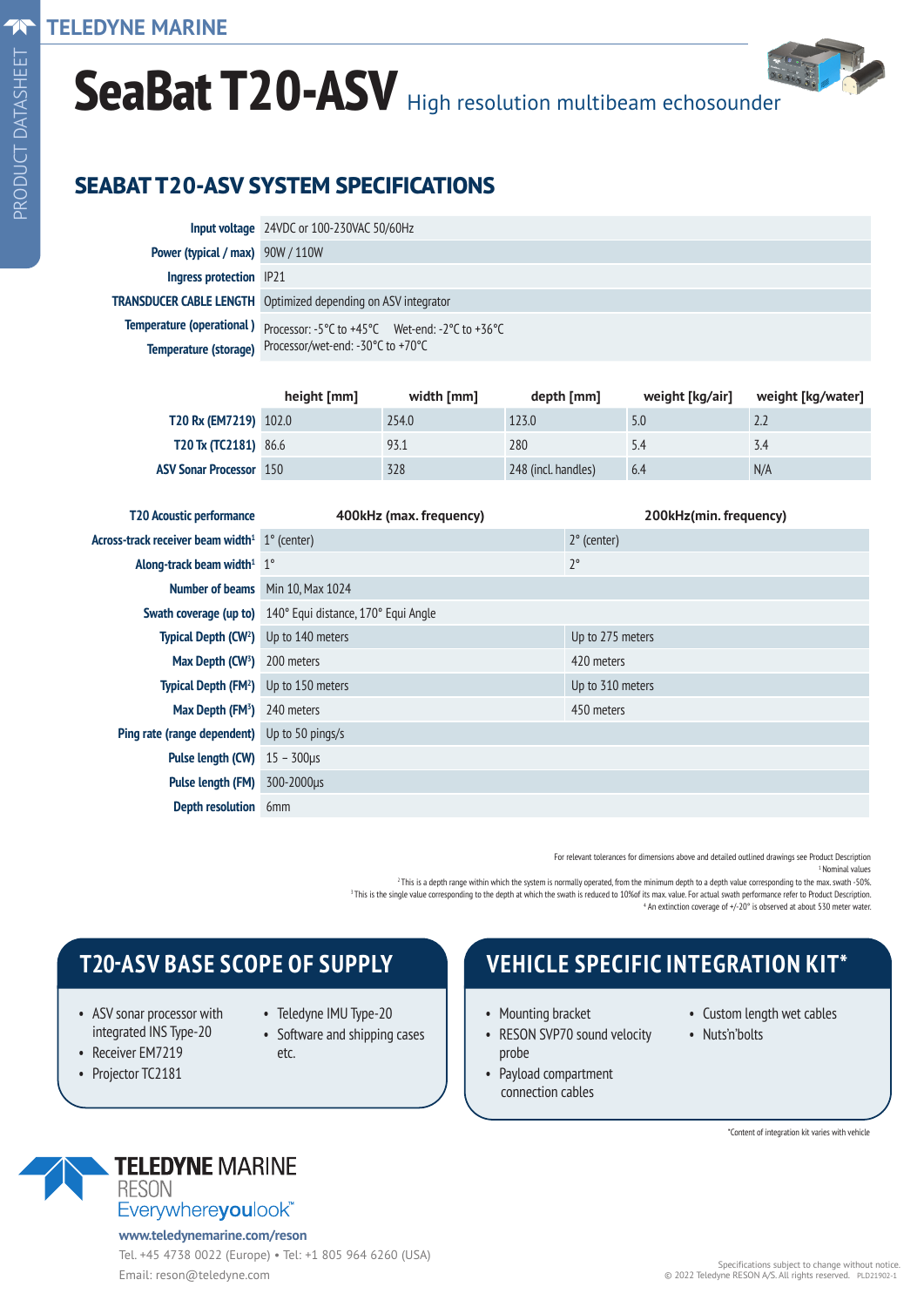# SeaBat T20-ASV High resolution multibeam echosounder

## SEABAT T20-ASV SYSTEM SPECIFICATIONS

| | |
|---|---|
| **Input voltage** | 24VDC or 100-230VAC 50/60Hz |
| **Power (typical / max)** | 90W / 110W |
| **Ingress protection** | IP21 |
| **TRANSDUCER CABLE LENGTH** | Optimized depending on ASV integrator |
| **Temperature (operational )** | Processor: -5°C to +45°C Wet-end: -2°C to +36°C |
| **Temperature (storage)** | Processor/wet-end: -30°C to +70°C |

| | height [mm] | width [mm] | depth [mm] | weight [kg/air] | weight [kg/water] |
|---|---|---|---|---|---|
| **T20 Rx (EM7219)** | 102.0 | 254.0 | 123.0 | 5.0 | 2.2 |
| **T20 Tx (TC2181)** | 86.6 | 93.1 | 280 | 5.4 | 3.4 |
| **ASV Sonar Processor** | 150 | 328 | 248 (incl. handles) | 6.4 | N/A |

| **T20 Acoustic performance** | 400kHz (max. frequency) | 200kHz(min. frequency) |
|---|---|---|
| **Across-track receiver beam width[1]** | 1° (center) | 2° (center) |
| **Along-track beam width[1]** | 1° | 2° |
| **Number of beams** | Min 10, Max 1024 | |
| **Swath coverage (up to)** | 140° Equi distance, 170° Equi Angle | |
| **Typical Depth (CW[2])** | Up to 140 meters | Up to 275 meters |
| **Max Depth (CW[3])** | 200 meters | 420 meters |
| **Typical Depth (FM[2])** | Up to 150 meters | Up to 310 meters |
| **Max Depth (FM[3])** | 240 meters | 450 meters |
| **Ping rate (range dependent)** | Up to 50 pings/s | |
| **Pulse length (CW)** | 15 – 300μs | |
| **Pulse length (FM)** | 300-2000μs | |
| **Depth resolution** | 6mm | |

For relevant tolerances for dimensions above and detailed outlined drawings see Product Description
[1] Nominal values
[2] This is a depth range within which the system is normally operated, from the minimum depth to a depth value corresponding to the max. swath -50%.
[3] This is the single value corresponding to the depth at which the swath is reduced to 10%of its max. value. For actual swath performance refer to Product Description.
[4] An extinction coverage of +/-20° is observed at about 530 meter water.

## T20-ASV BASE SCOPE OF SUPPLY

- ASV sonar processor with integrated INS Type-20
- Receiver EM7219
- Projector TC2181
- Teledyne IMU Type-20
- Software and shipping cases etc.

## VEHICLE SPECIFIC INTEGRATION KIT*

- Mounting bracket
- RESON SVP70 sound velocity probe
- Payload compartment connection cables
- Custom length wet cables
- Nuts'n'bolts

*Content of integration kit varies with vehicle

**TELEDYNE MARINE**
RESON
Everywhereyoulook™

**www.teledynemarine.com/reson**
Tel. +45 4738 0022 (Europe) • Tel: +1 805 964 6260 (USA)
Email: reson@teledyne.com

Specifications subject to change without notice.
© 2022 Teledyne RESON A/S. All rights reserved. PLD21902-1